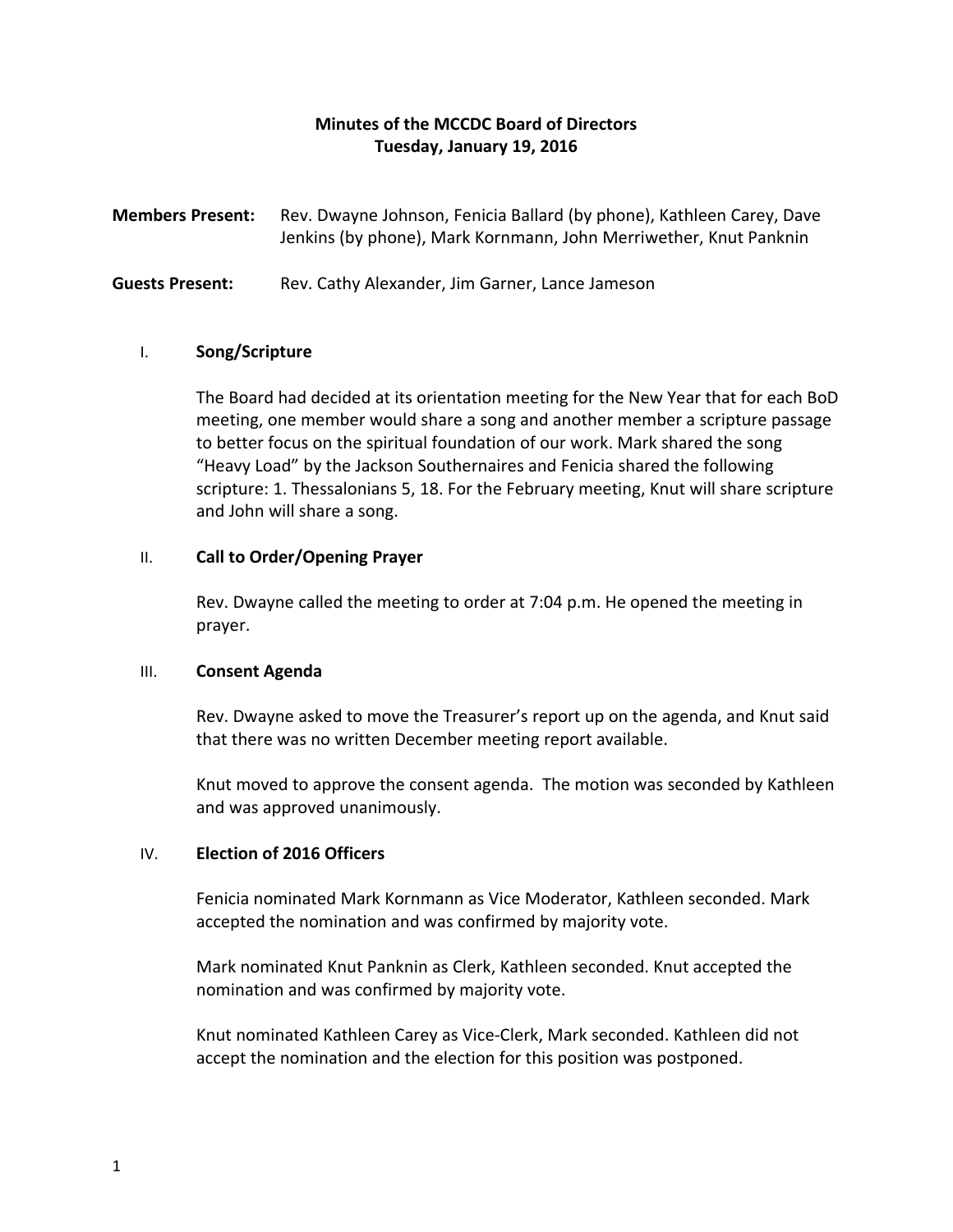# Minutes of the MCCDC Board of Directors
## Tuesday, January 19, 2016

**Members Present:** Rev. Dwayne Johnson, Fenicia Ballard (by phone), Kathleen Carey, Dave Jenkins (by phone), Mark Kornmann, John Merriwether, Knut Panknin

**Guests Present:** Rev. Cathy Alexander, Jim Garner, Lance Jameson

### I. Song/Scripture

The Board had decided at its orientation meeting for the New Year that for each BoD meeting, one member would share a song and another member a scripture passage to better focus on the spiritual foundation of our work. Mark shared the song "Heavy Load" by the Jackson Southernaires and Fenicia shared the following scripture: 1. Thessalonians 5, 18. For the February meeting, Knut will share scripture and John will share a song.

### II. Call to Order/Opening Prayer

Rev. Dwayne called the meeting to order at 7:04 p.m. He opened the meeting in prayer.

### III. Consent Agenda

Rev. Dwayne asked to move the Treasurer's report up on the agenda, and Knut said that there was no written December meeting report available.

Knut moved to approve the consent agenda. The motion was seconded by Kathleen and was approved unanimously.

### IV. Election of 2016 Officers

Fenicia nominated Mark Kornmann as Vice Moderator, Kathleen seconded. Mark accepted the nomination and was confirmed by majority vote.

Mark nominated Knut Panknin as Clerk, Kathleen seconded. Knut accepted the nomination and was confirmed by majority vote.

Knut nominated Kathleen Carey as Vice-Clerk, Mark seconded. Kathleen did not accept the nomination and the election for this position was postponed.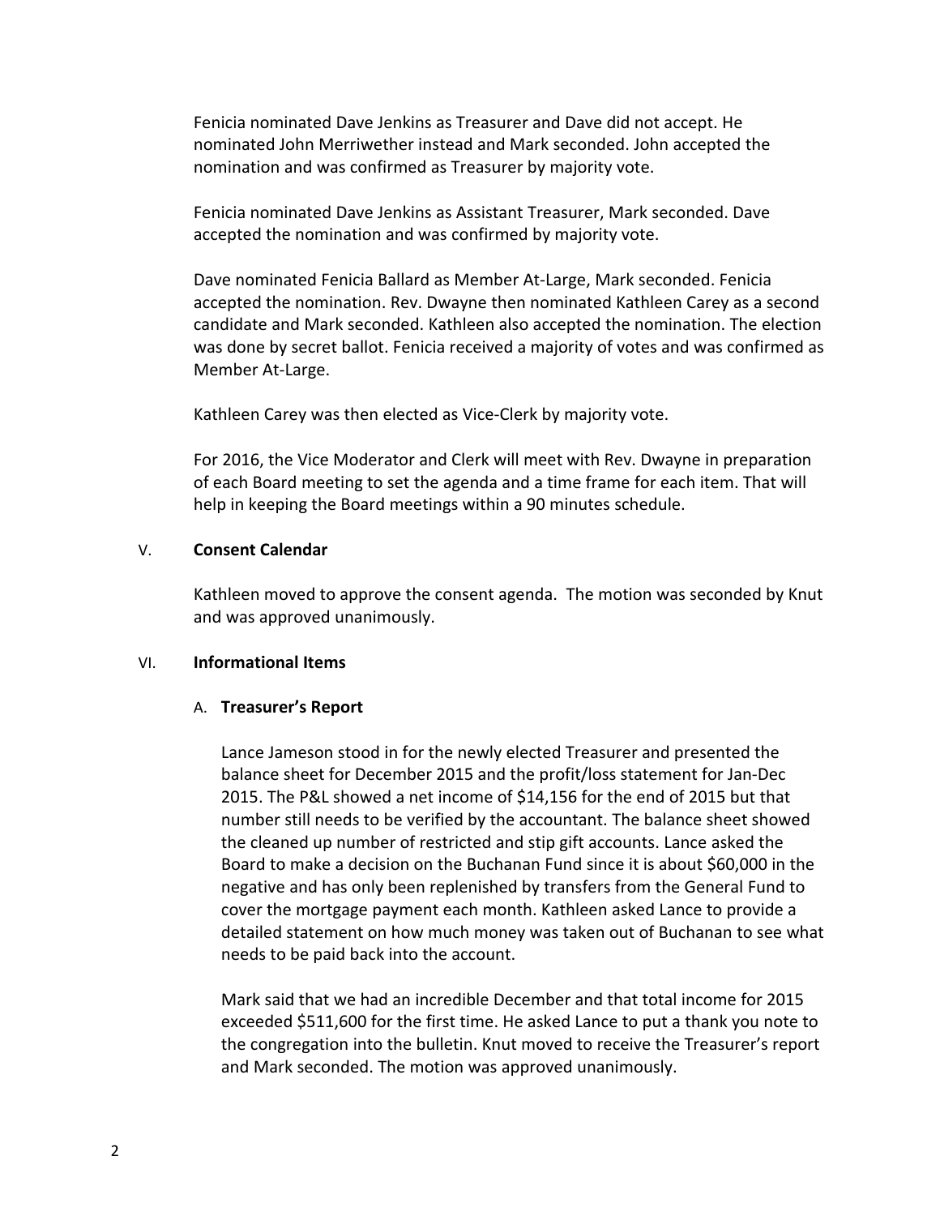Fenicia nominated Dave Jenkins as Treasurer and Dave did not accept. He nominated John Merriwether instead and Mark seconded. John accepted the nomination and was confirmed as Treasurer by majority vote.

Fenicia nominated Dave Jenkins as Assistant Treasurer, Mark seconded. Dave accepted the nomination and was confirmed by majority vote.

Dave nominated Fenicia Ballard as Member At-Large, Mark seconded. Fenicia accepted the nomination. Rev. Dwayne then nominated Kathleen Carey as a second candidate and Mark seconded. Kathleen also accepted the nomination. The election was done by secret ballot. Fenicia received a majority of votes and was confirmed as Member At-Large.

Kathleen Carey was then elected as Vice-Clerk by majority vote.

For 2016, the Vice Moderator and Clerk will meet with Rev. Dwayne in preparation of each Board meeting to set the agenda and a time frame for each item. That will help in keeping the Board meetings within a 90 minutes schedule.

## V. **Consent Calendar**

Kathleen moved to approve the consent agenda. The motion was seconded by Knut and was approved unanimously.

## VI. **Informational Items**

### A. **Treasurer's Report**

Lance Jameson stood in for the newly elected Treasurer and presented the balance sheet for December 2015 and the profit/loss statement for Jan-Dec 2015. The P&L showed a net income of $14,156 for the end of 2015 but that number still needs to be verified by the accountant. The balance sheet showed the cleaned up number of restricted and stip gift accounts. Lance asked the Board to make a decision on the Buchanan Fund since it is about $60,000 in the negative and has only been replenished by transfers from the General Fund to cover the mortgage payment each month. Kathleen asked Lance to provide a detailed statement on how much money was taken out of Buchanan to see what needs to be paid back into the account.

Mark said that we had an incredible December and that total income for 2015 exceeded $511,600 for the first time. He asked Lance to put a thank you note to the congregation into the bulletin. Knut moved to receive the Treasurer's report and Mark seconded. The motion was approved unanimously.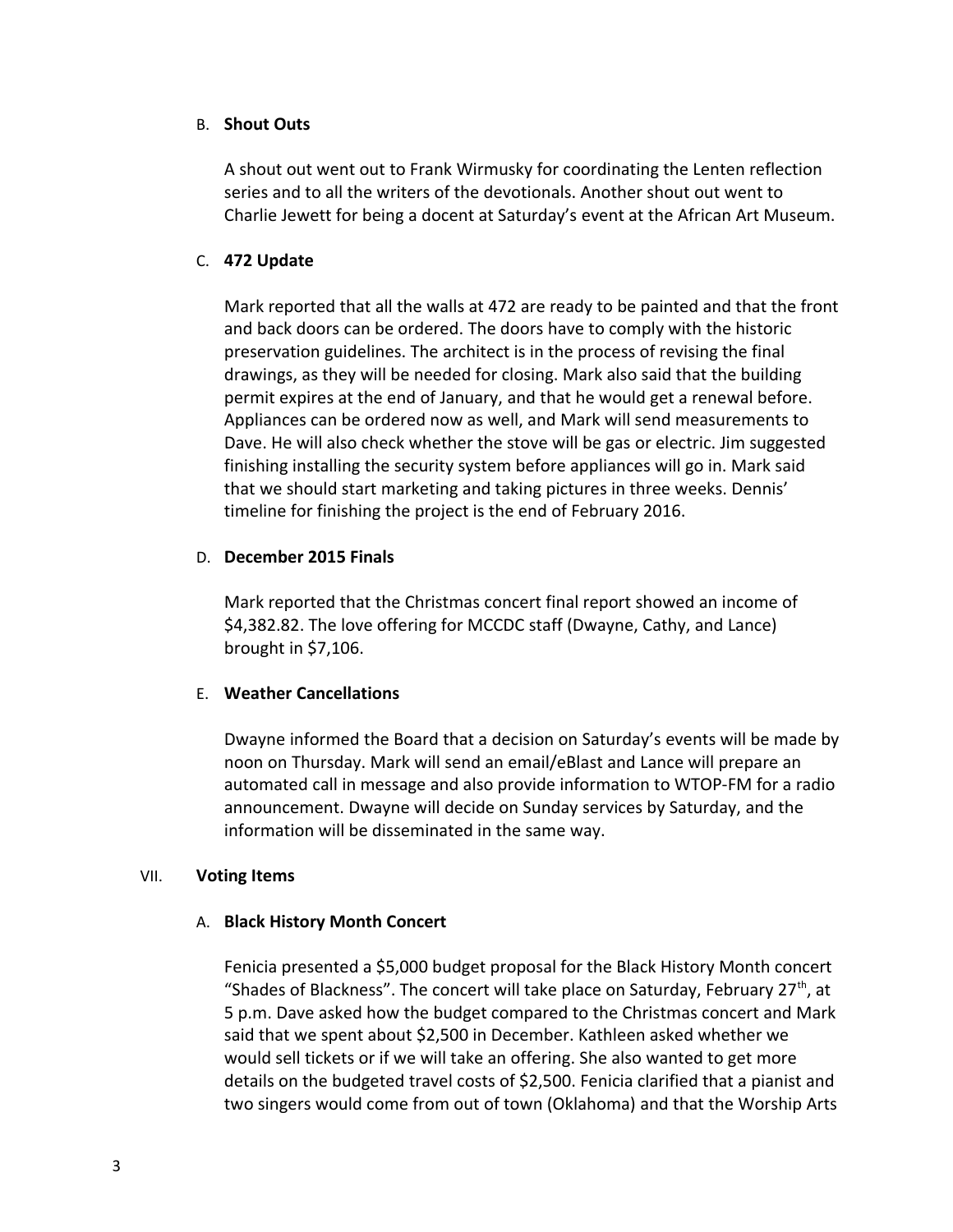B. **Shout Outs**

A shout out went out to Frank Wirmusky for coordinating the Lenten reflection series and to all the writers of the devotionals. Another shout out went to Charlie Jewett for being a docent at Saturday's event at the African Art Museum.

C. **472 Update**

Mark reported that all the walls at 472 are ready to be painted and that the front and back doors can be ordered. The doors have to comply with the historic preservation guidelines. The architect is in the process of revising the final drawings, as they will be needed for closing. Mark also said that the building permit expires at the end of January, and that he would get a renewal before. Appliances can be ordered now as well, and Mark will send measurements to Dave. He will also check whether the stove will be gas or electric. Jim suggested finishing installing the security system before appliances will go in. Mark said that we should start marketing and taking pictures in three weeks. Dennis' timeline for finishing the project is the end of February 2016.

D. **December 2015 Finals**

Mark reported that the Christmas concert final report showed an income of $4,382.82. The love offering for MCCDC staff (Dwayne, Cathy, and Lance) brought in $7,106.

E. **Weather Cancellations**

Dwayne informed the Board that a decision on Saturday's events will be made by noon on Thursday. Mark will send an email/eBlast and Lance will prepare an automated call in message and also provide information to WTOP-FM for a radio announcement. Dwayne will decide on Sunday services by Saturday, and the information will be disseminated in the same way.

VII. **Voting Items**

A. **Black History Month Concert**

Fenicia presented a $5,000 budget proposal for the Black History Month concert "Shades of Blackness". The concert will take place on Saturday, February 27th, at 5 p.m. Dave asked how the budget compared to the Christmas concert and Mark said that we spent about $2,500 in December. Kathleen asked whether we would sell tickets or if we will take an offering. She also wanted to get more details on the budgeted travel costs of $2,500. Fenicia clarified that a pianist and two singers would come from out of town (Oklahoma) and that the Worship Arts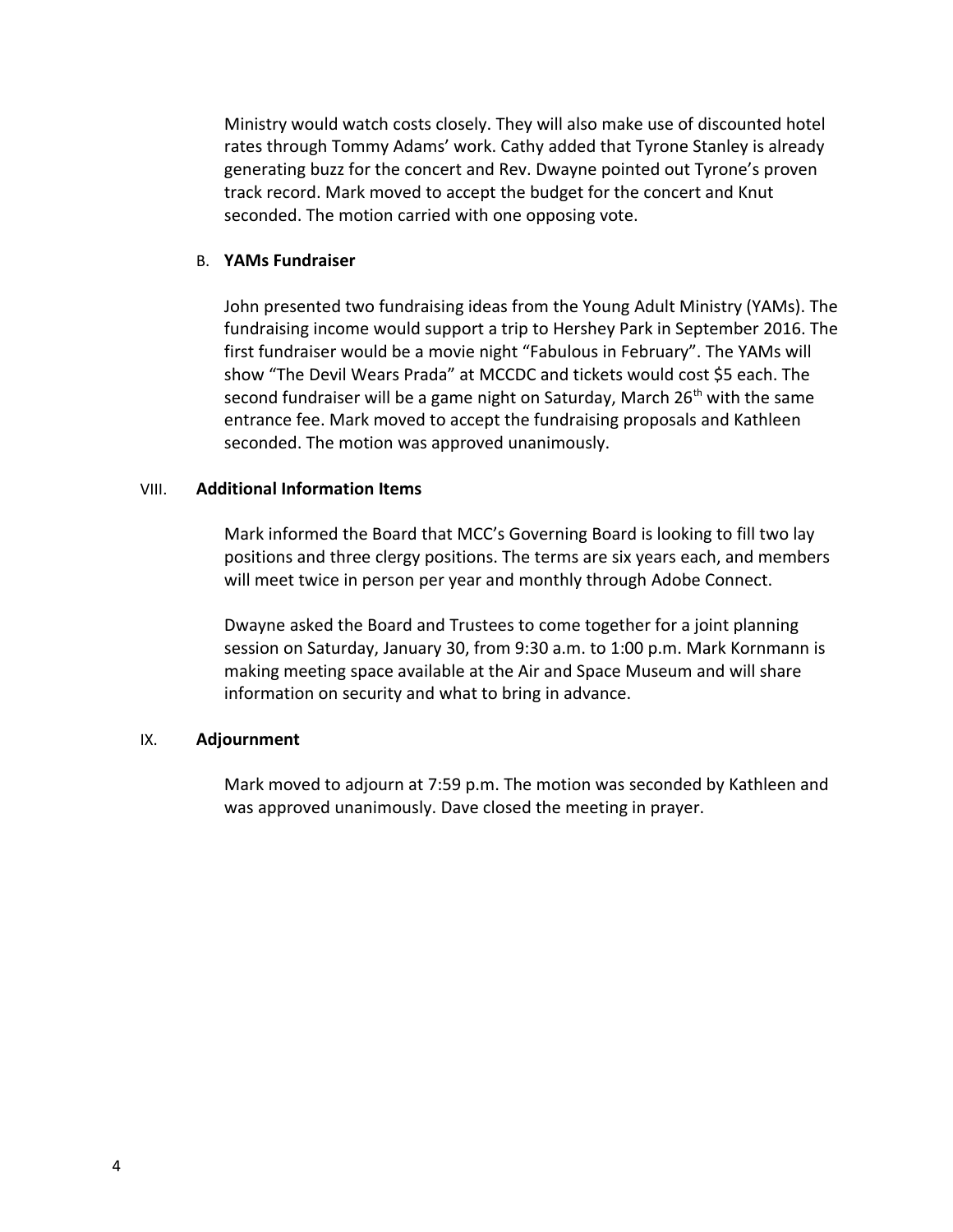Ministry would watch costs closely. They will also make use of discounted hotel rates through Tommy Adams' work. Cathy added that Tyrone Stanley is already generating buzz for the concert and Rev. Dwayne pointed out Tyrone's proven track record. Mark moved to accept the budget for the concert and Knut seconded. The motion carried with one opposing vote.

### B. YAMs Fundraiser

John presented two fundraising ideas from the Young Adult Ministry (YAMs). The fundraising income would support a trip to Hershey Park in September 2016. The first fundraiser would be a movie night "Fabulous in February". The YAMs will show "The Devil Wears Prada" at MCCDC and tickets would cost $5 each. The second fundraiser will be a game night on Saturday, March 26th with the same entrance fee. Mark moved to accept the fundraising proposals and Kathleen seconded. The motion was approved unanimously.

## VIII. Additional Information Items

Mark informed the Board that MCC's Governing Board is looking to fill two lay positions and three clergy positions. The terms are six years each, and members will meet twice in person per year and monthly through Adobe Connect.

Dwayne asked the Board and Trustees to come together for a joint planning session on Saturday, January 30, from 9:30 a.m. to 1:00 p.m. Mark Kornmann is making meeting space available at the Air and Space Museum and will share information on security and what to bring in advance.

## IX. Adjournment

Mark moved to adjourn at 7:59 p.m. The motion was seconded by Kathleen and was approved unanimously. Dave closed the meeting in prayer.